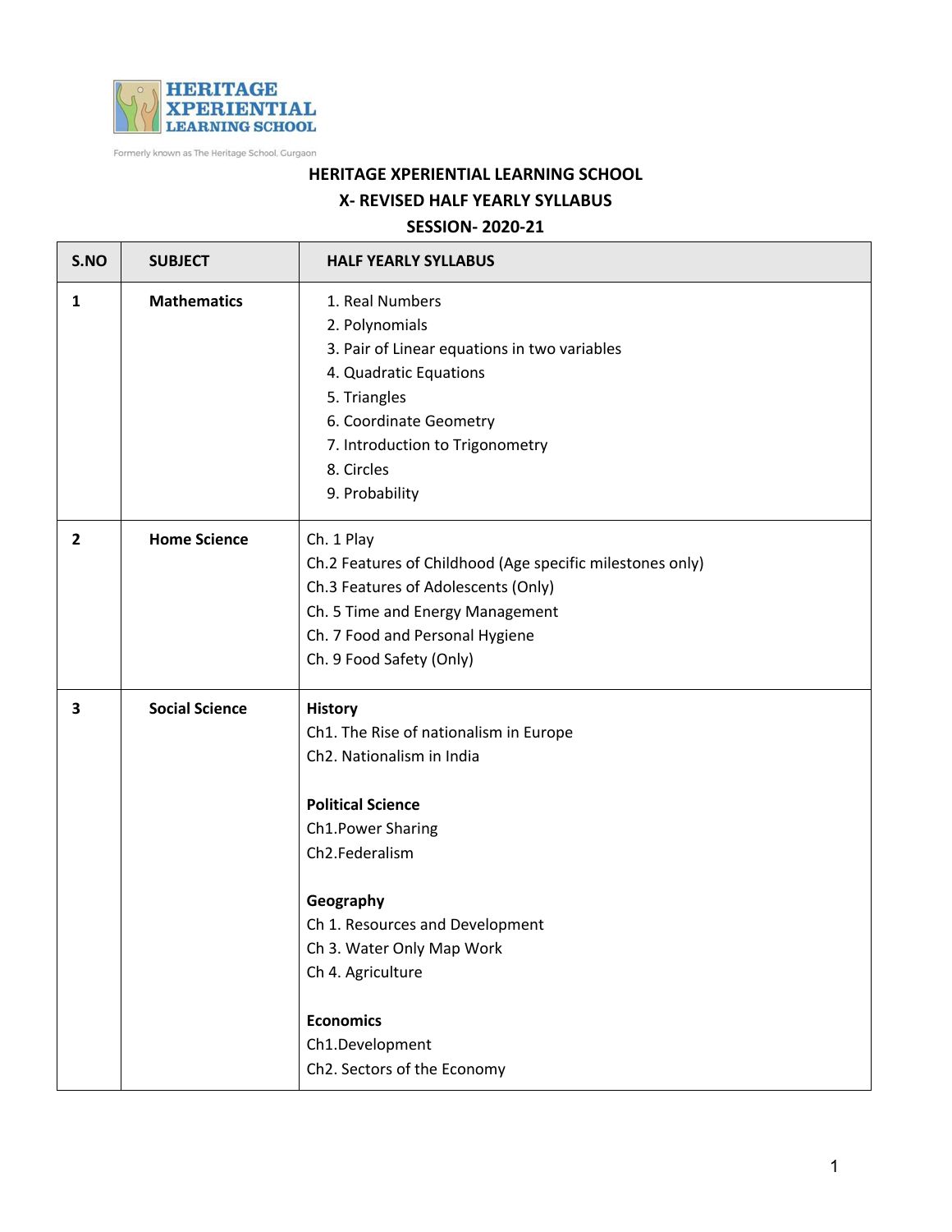HERITAGE XPERIENTIAL LEARNING SCHOOL

Formerly known as The Heritage School, Gurgaon

# HERITAGE XPERIENTIAL LEARNING SCHOOL

## X- REVISED HALF YEARLY SYLLABUS

## SESSION- 2020-21

| S.NO | SUBJECT | HALF YEARLY SYLLABUS |
|---|---|---|
| 1 | **Mathematics** | 1. Real Numbers<br>2. Polynomials<br>3. Pair of Linear equations in two variables<br>4. Quadratic Equations<br>5. Triangles<br>6. Coordinate Geometry<br>7. Introduction to Trigonometry<br>8. Circles<br>9. Probability |
| 2 | **Home Science** | Ch. 1 Play<br>Ch.2 Features of Childhood (Age specific milestones only)<br>Ch.3 Features of Adolescents (Only)<br>Ch. 5 Time and Energy Management<br>Ch. 7 Food and Personal Hygiene<br>Ch. 9 Food Safety (Only) |
| 3 | **Social Science** | **History**<br>Ch1. The Rise of nationalism in Europe<br>Ch2. Nationalism in India<br><br>**Political Science**<br>Ch1.Power Sharing<br>Ch2.Federalism<br><br>**Geography**<br>Ch 1. Resources and Development<br>Ch 3. Water Only Map Work<br>Ch 4. Agriculture<br><br>**Economics**<br>Ch1.Development<br>Ch2. Sectors of the Economy |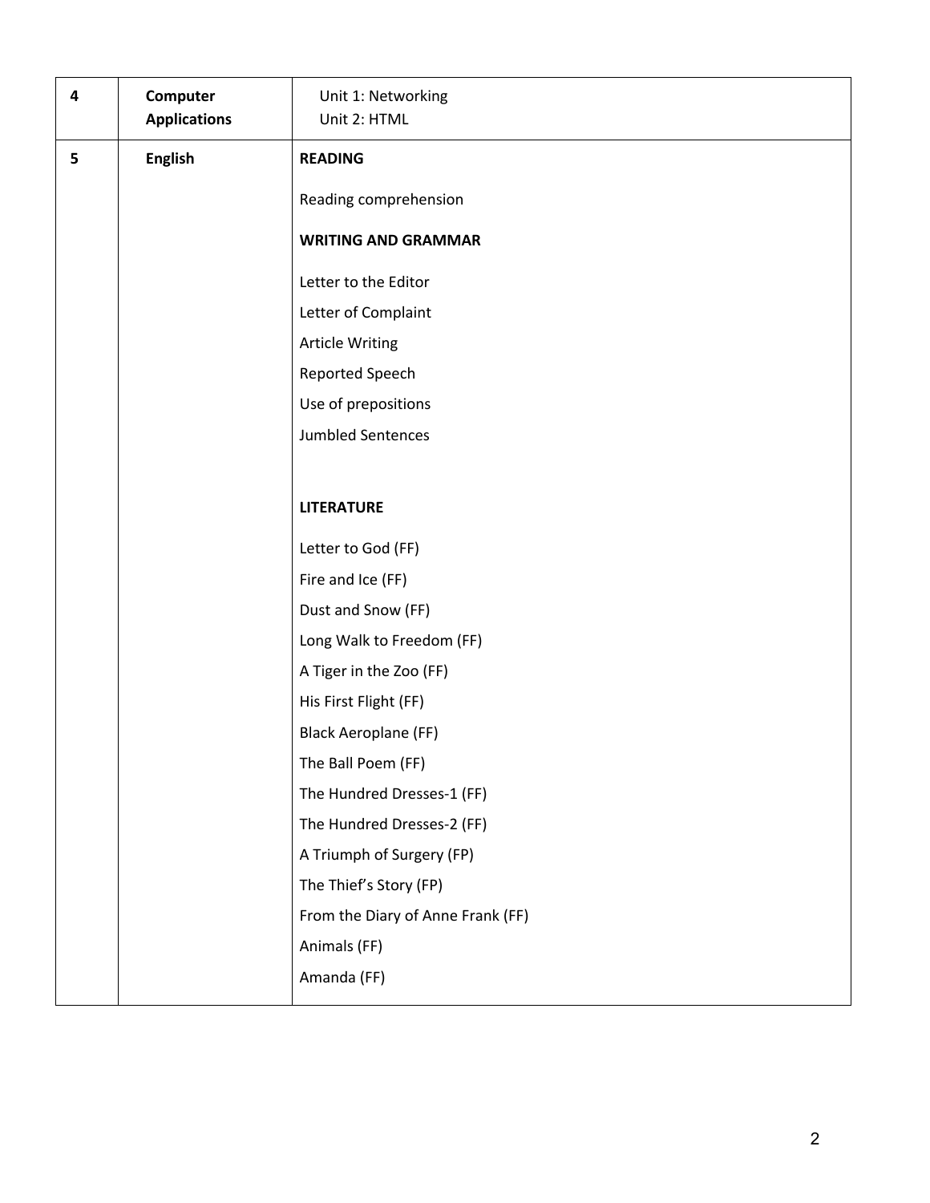| 4 | **Computer Applications** | Unit 1: Networking<br>Unit 2: HTML |
|---|---|---|
| 5 | **English** | **READING**<br><br>Reading comprehension<br><br>**WRITING AND GRAMMAR**<br><br>Letter to the Editor<br>Letter of Complaint<br>Article Writing<br>Reported Speech<br>Use of prepositions<br>Jumbled Sentences<br><br>**LITERATURE**<br><br>Letter to God (FF)<br>Fire and Ice (FF)<br>Dust and Snow (FF)<br>Long Walk to Freedom (FF)<br>A Tiger in the Zoo (FF)<br>His First Flight (FF)<br>Black Aeroplane (FF)<br>The Ball Poem (FF)<br>The Hundred Dresses-1 (FF)<br>The Hundred Dresses-2 (FF)<br>A Triumph of Surgery (FP)<br>The Thief's Story (FP)<br>From the Diary of Anne Frank (FF)<br>Animals (FF)<br>Amanda (FF) |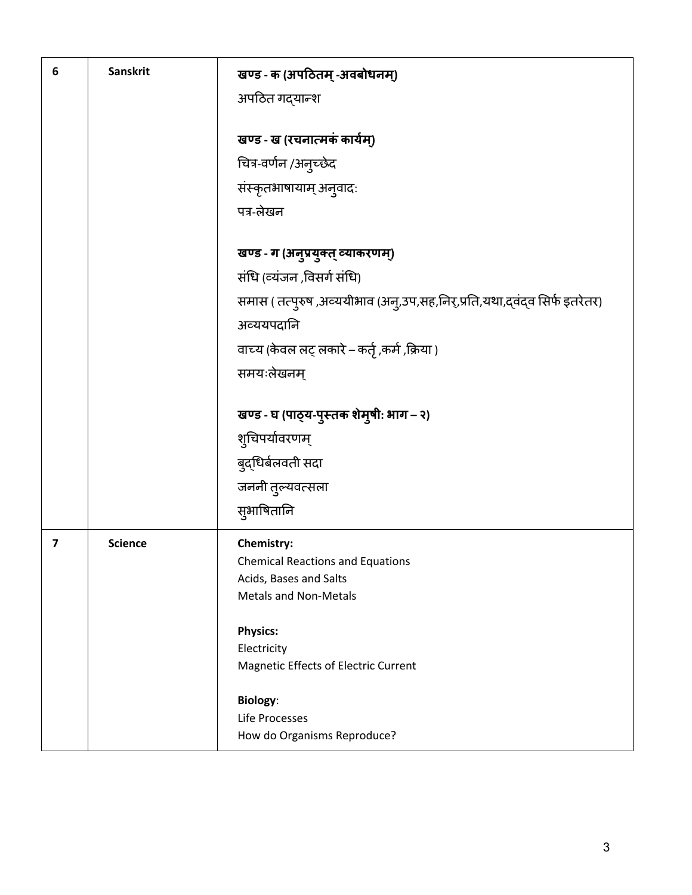| 6 | Sanskrit | **खण्ड - क (अपठितम् -अवबोधनम्)**<br>अपठित गद्यान्श<br><br>**खण्ड - ख (रचनात्मकं कार्यम्)**<br>चित्र-वर्णन /अनुच्छेद<br>संस्कृतभाषायाम् अनुवादः<br>पत्र-लेखन<br><br>**खण्ड - ग (अनुप्रयुक्त् व्याकरणम्)**<br>संधि (व्यंजन ,विसर्ग संधि)<br>समास ( तत्पुरुष ,अव्ययीभाव (अनु,उप,सह,निर्,प्रति,यथा,द्वंद्व सिर्फ इतरेतर)<br>अव्ययपदानि<br>वाच्य (केवल लट् लकारे – कर्तृ ,कर्म ,क्रिया )<br>समयःलेखनम्<br><br>**खण्ड - घ (पाठ्य-पुस्तक शेमुषी: भाग – २)**<br>शुचिपर्यावरणम्<br>बुद्धिर्बलवती सदा<br>जननी तुल्यवत्सला<br>सुभाषितानि |
|---|---|---|
| 7 | Science | **Chemistry:**<br>Chemical Reactions and Equations<br>Acids, Bases and Salts<br>Metals and Non-Metals<br><br>**Physics:**<br>Electricity<br>Magnetic Effects of Electric Current<br><br>**Biology**:<br>Life Processes<br>How do Organisms Reproduce? |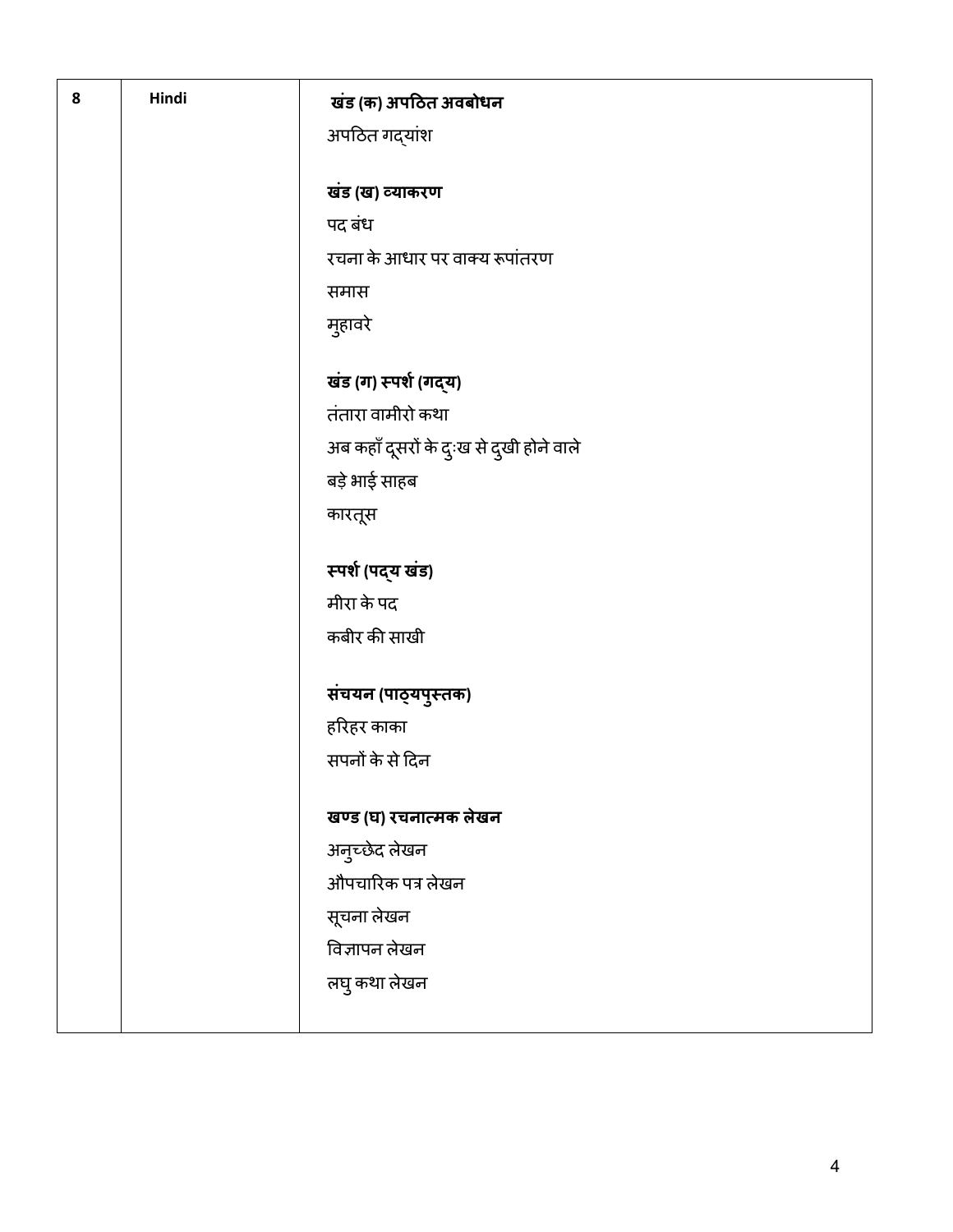| 8 | Hindi | **खंड (क) अपठित अवबोधन**<br>अपठित गद्यांश<br><br>**खंड (ख) व्याकरण**<br>पद बंध<br>रचना के आधार पर वाक्य रूपांतरण<br>समास<br>मुहावरे<br><br>**खंड (ग) स्पर्श (गद्य)**<br>तंतारा वामीरो कथा<br>अब कहाँ दूसरों के दुःख से दुखी होने वाले<br>बड़े भाई साहब<br>कारतूस<br><br>**स्पर्श (पद्य खंड)**<br>मीरा के पद<br>कबीर की साखी<br><br>**संचयन (पाठ्यपुस्तक)**<br>हरिहर काका<br>सपनों के से दिन<br><br>**खण्ड (घ) रचनात्मक लेखन**<br>अनुच्छेद लेखन<br>औपचारिक पत्र लेखन<br>सूचना लेखन<br>विज्ञापन लेखन<br>लघु कथा लेखन |
|---|---|---|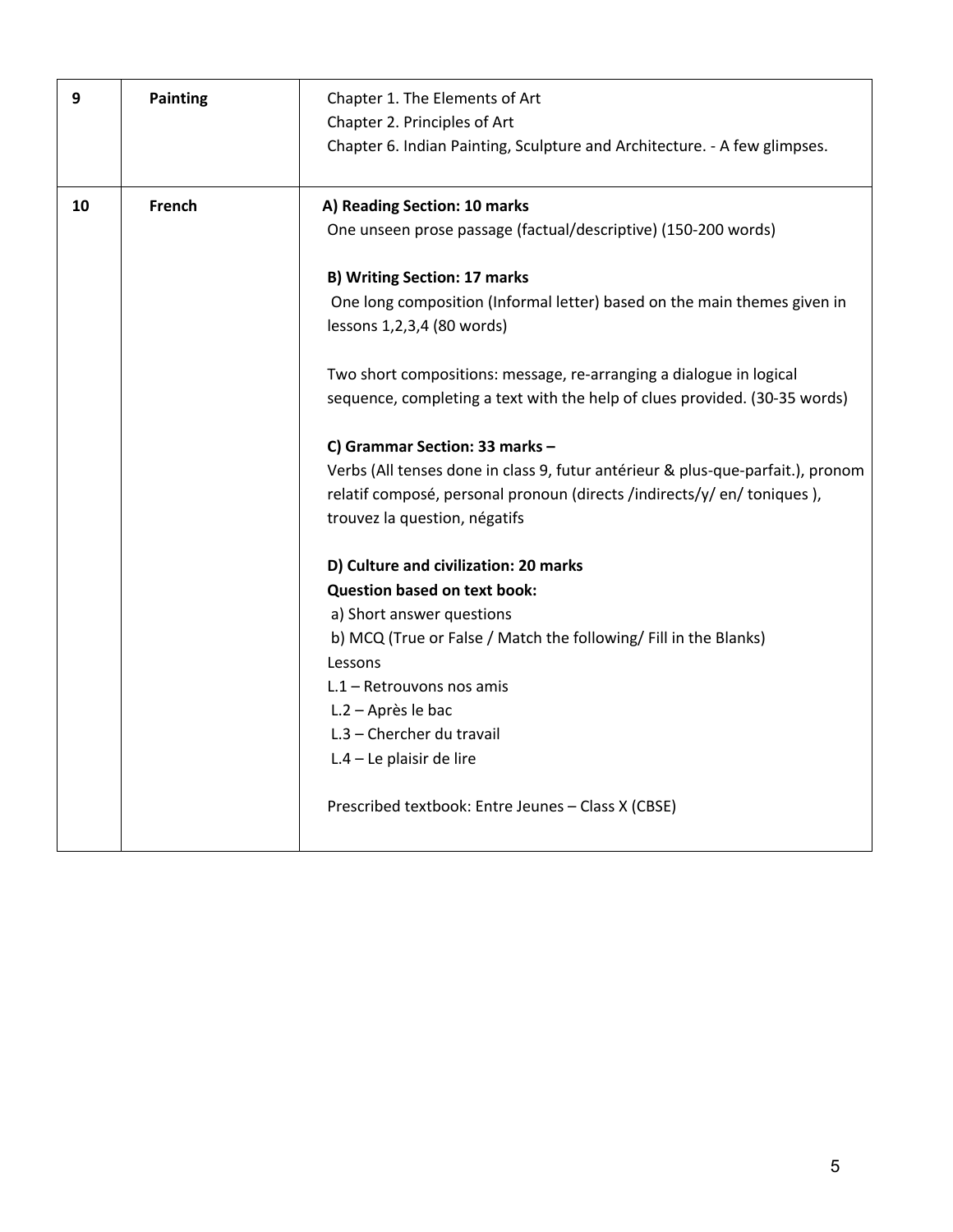| | | |
|---|---|---|
| 9 | **Painting** | Chapter 1. The Elements of Art<br>Chapter 2. Principles of Art<br>Chapter 6. Indian Painting, Sculpture and Architecture. - A few glimpses. |
| 10 | **French** | **A) Reading Section: 10 marks**<br>One unseen prose passage (factual/descriptive) (150-200 words)<br><br>**B) Writing Section: 17 marks**<br>One long composition (Informal letter) based on the main themes given in lessons 1,2,3,4 (80 words)<br><br>Two short compositions: message, re-arranging a dialogue in logical sequence, completing a text with the help of clues provided. (30-35 words)<br><br>**C) Grammar Section: 33 marks –**<br>Verbs (All tenses done in class 9, futur antérieur & plus-que-parfait.), pronom relatif composé, personal pronoun (directs /indirects/y/ en/ toniques ), trouvez la question, négatifs<br><br>**D) Culture and civilization: 20 marks**<br>**Question based on text book:**<br>a) Short answer questions<br>b) MCQ (True or False / Match the following/ Fill in the Blanks)<br>Lessons<br>L.1 – Retrouvons nos amis<br>L.2 – Après le bac<br>L.3 – Chercher du travail<br>L.4 – Le plaisir de lire<br><br>Prescribed textbook: Entre Jeunes – Class X (CBSE) |